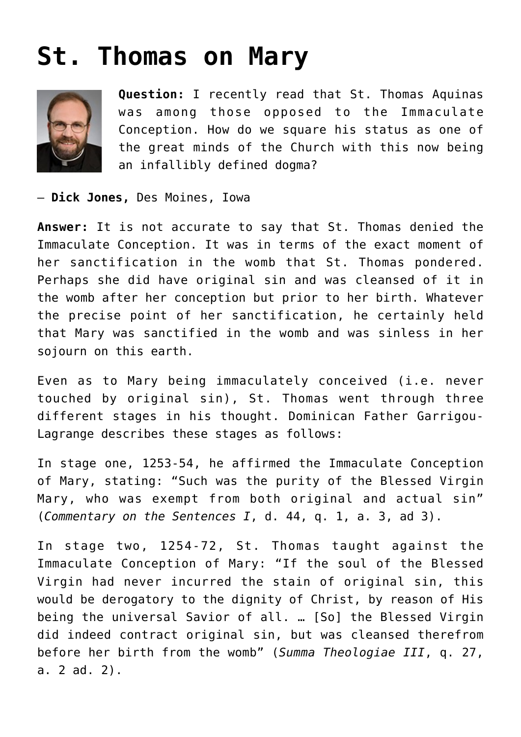# St. Thomas on Mary

**Question:** I recently read that St. Thomas Aquinas was among those opposed to the Immaculate Conception. How do we square his status as one of the great minds of the Church with this now being an infallibly defined dogma?

— **Dick Jones,** Des Moines, Iowa

**Answer:** It is not accurate to say that St. Thomas denied the Immaculate Conception. It was in terms of the exact moment of her sanctification in the womb that St. Thomas pondered. Perhaps she did have original sin and was cleansed of it in the womb after her conception but prior to her birth. Whatever the precise point of her sanctification, he certainly held that Mary was sanctified in the womb and was sinless in her sojourn on this earth.

Even as to Mary being immaculately conceived (i.e. never touched by original sin), St. Thomas went through three different stages in his thought. Dominican Father Garrigou-Lagrange describes these stages as follows:

In stage one, 1253-54, he affirmed the Immaculate Conception of Mary, stating: "Such was the purity of the Blessed Virgin Mary, who was exempt from both original and actual sin" (*Commentary on the Sentences I*, d. 44, q. 1, a. 3, ad 3).

In stage two, 1254-72, St. Thomas taught against the Immaculate Conception of Mary: "If the soul of the Blessed Virgin had never incurred the stain of original sin, this would be derogatory to the dignity of Christ, by reason of His being the universal Savior of all. … [So] the Blessed Virgin did indeed contract original sin, but was cleansed therefrom before her birth from the womb" (*Summa Theologiae III*, q. 27, a. 2 ad. 2).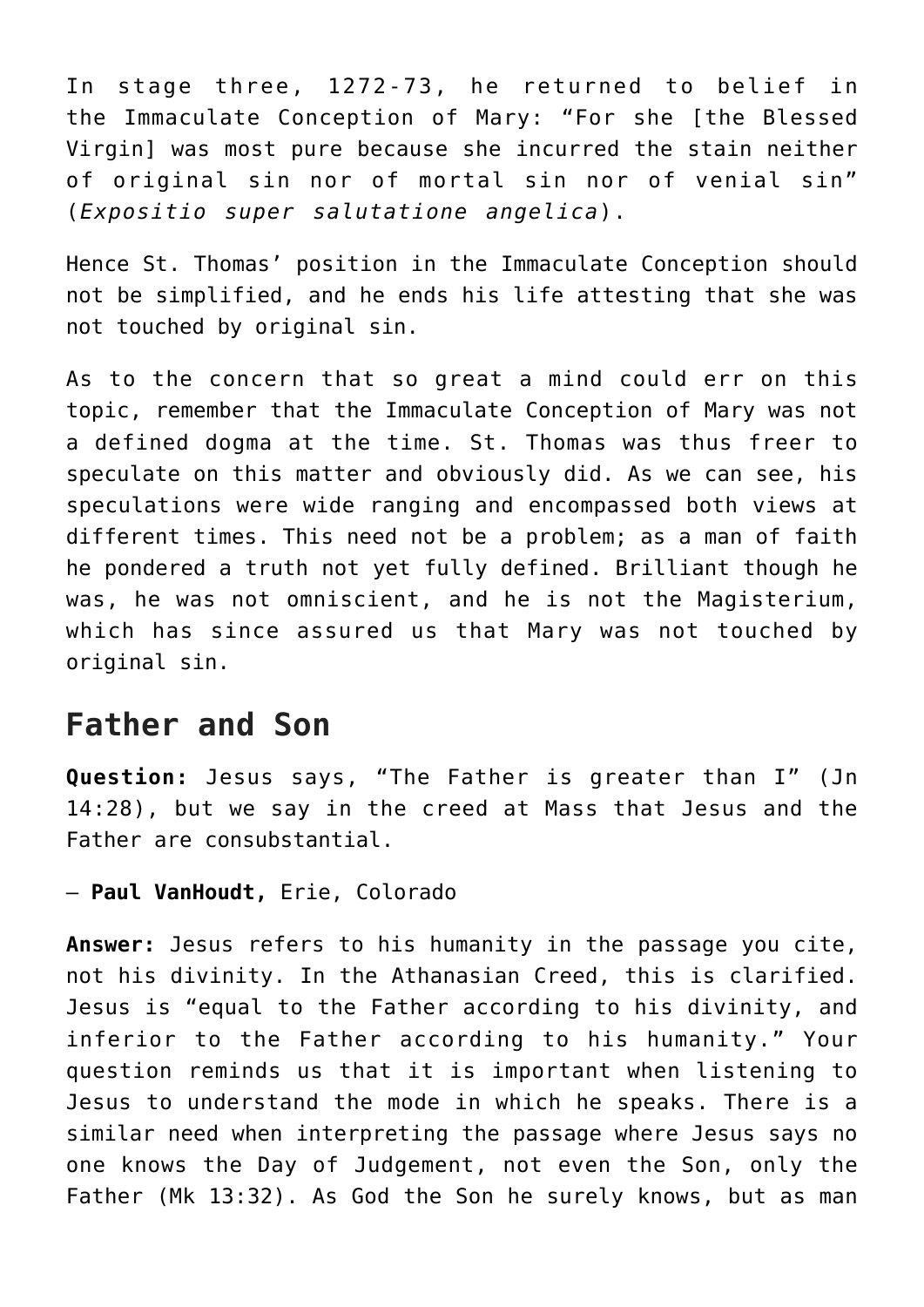In stage three, 1272-73, he returned to belief in the Immaculate Conception of Mary: "For she [the Blessed Virgin] was most pure because she incurred the stain neither of original sin nor of mortal sin nor of venial sin" (*Expositio super salutatione angelica*).

Hence St. Thomas' position in the Immaculate Conception should not be simplified, and he ends his life attesting that she was not touched by original sin.

As to the concern that so great a mind could err on this topic, remember that the Immaculate Conception of Mary was not a defined dogma at the time. St. Thomas was thus freer to speculate on this matter and obviously did. As we can see, his speculations were wide ranging and encompassed both views at different times. This need not be a problem; as a man of faith he pondered a truth not yet fully defined. Brilliant though he was, he was not omniscient, and he is not the Magisterium, which has since assured us that Mary was not touched by original sin.

## Father and Son

**Question:** Jesus says, "The Father is greater than I" (Jn 14:28), but we say in the creed at Mass that Jesus and the Father are consubstantial.

— **Paul VanHoudt,** Erie, Colorado

**Answer:** Jesus refers to his humanity in the passage you cite, not his divinity. In the Athanasian Creed, this is clarified. Jesus is "equal to the Father according to his divinity, and inferior to the Father according to his humanity." Your question reminds us that it is important when listening to Jesus to understand the mode in which he speaks. There is a similar need when interpreting the passage where Jesus says no one knows the Day of Judgement, not even the Son, only the Father (Mk 13:32). As God the Son he surely knows, but as man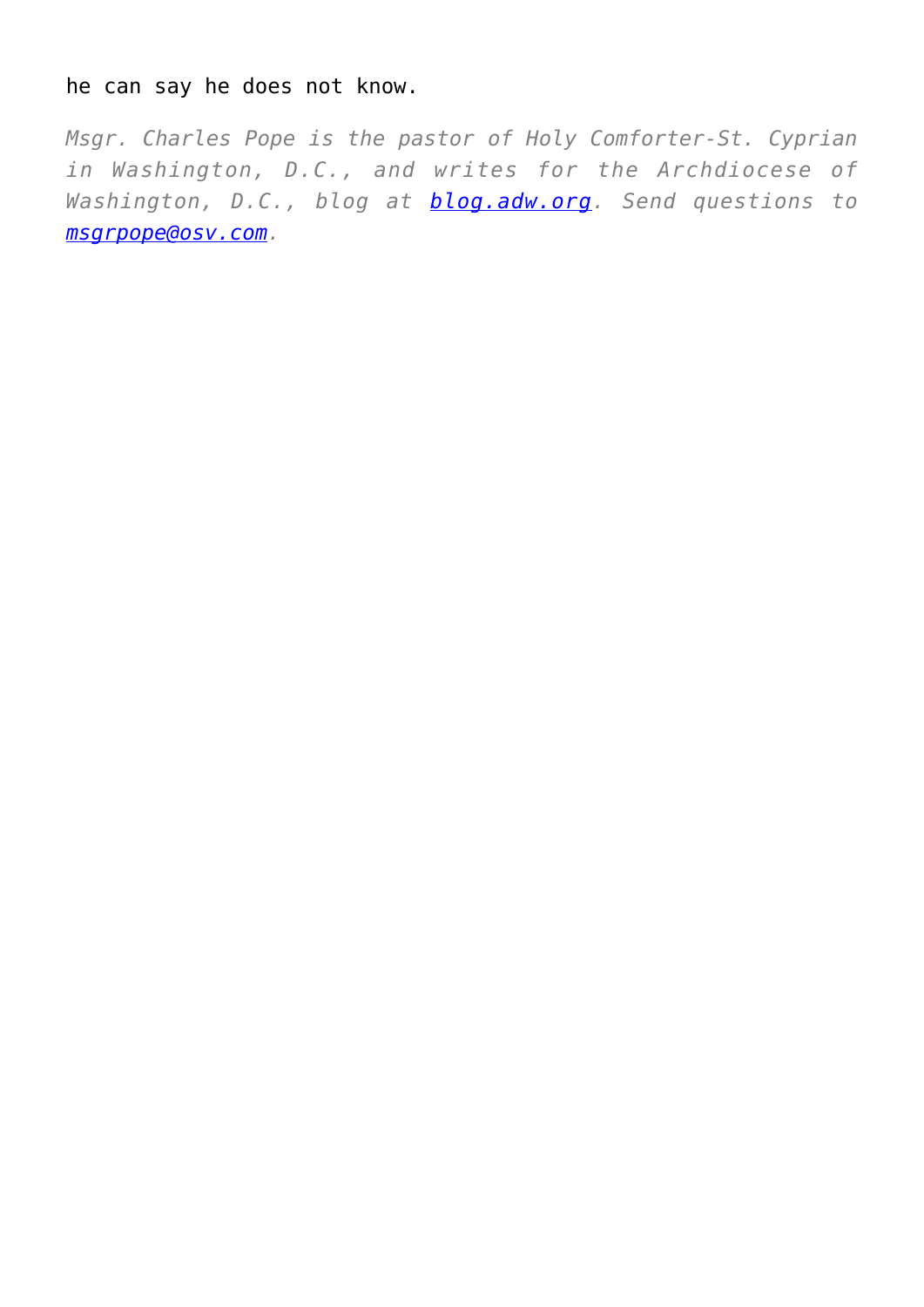he can say he does not know.

*Msgr. Charles Pope is the pastor of Holy Comforter-St. Cyprian in Washington, D.C., and writes for the Archdiocese of Washington, D.C., blog at [blog.adw.org](blog.adw.org). Send questions to [msgrpope@osv.com](mailto:msgrpope@osv.com).*